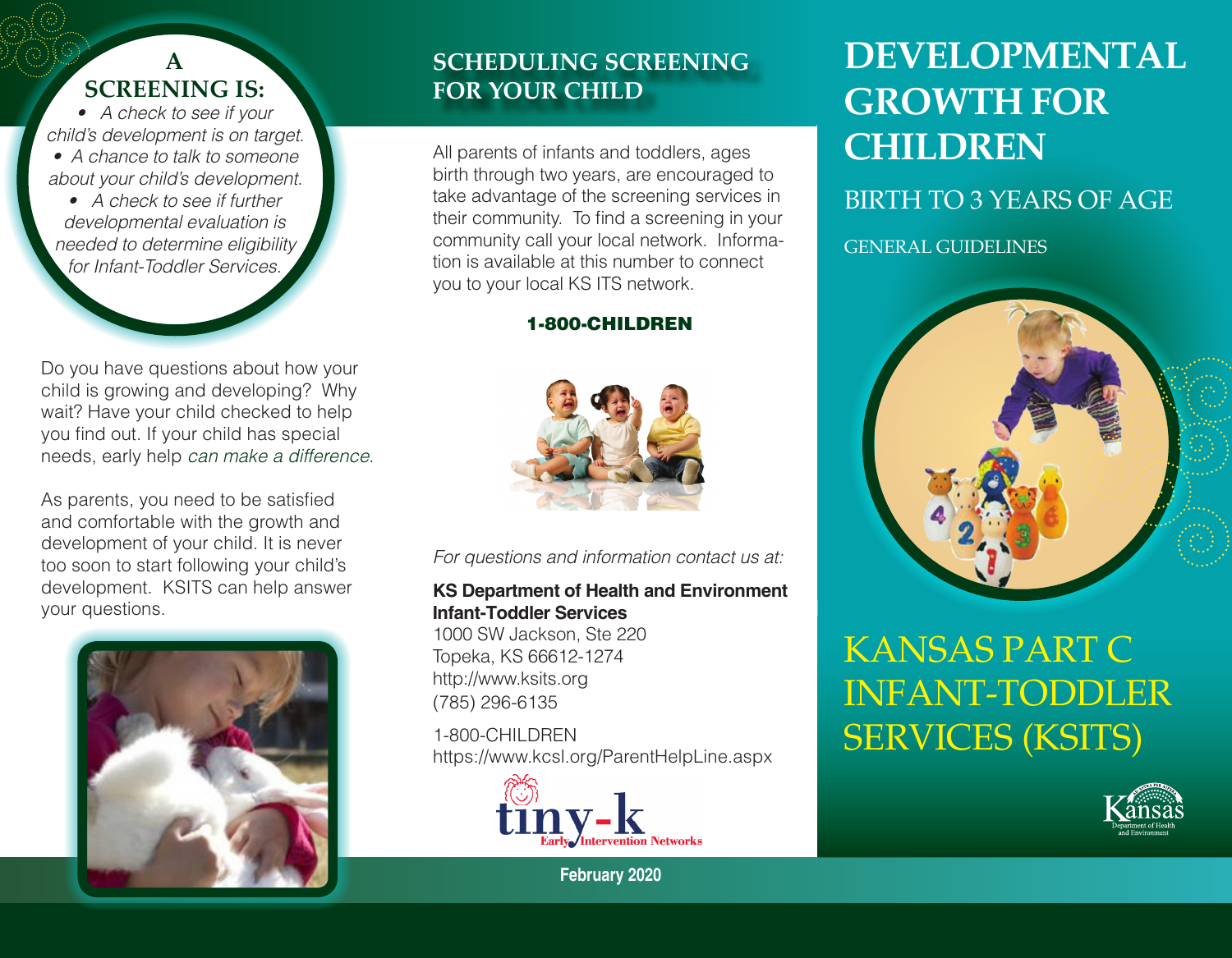## A SCREENING IS:

- *A check to see if your child's development is on target.*
- *A chance to talk to someone about your child's development.*
- *A check to see if further developmental evaluation is needed to determine eligibility for Infant-Toddler Services.*

Do you have questions about how your child is growing and developing? Why wait? Have your child checked to help you find out. If your child has special needs, early help *can make a difference*.

As parents, you need to be satisfied and comfortable with the growth and development of your child. It is never too soon to start following your child's development. KSITS can help answer your questions.

## SCHEDULING SCREENING FOR YOUR CHILD

All parents of infants and toddlers, ages birth through two years, are encouraged to take advantage of the screening services in their community. To find a screening in your community call your local network. Information is available at this number to connect you to your local KS ITS network.

**1-800-CHILDREN**

*For questions and information contact us at:*

**KS Department of Health and Environment**
**Infant-Toddler Services**
1000 SW Jackson, Ste 220
Topeka, KS 66612-1274
http://www.ksits.org
(785) 296-6135

1-800-CHILDREN
https://www.kcsl.org/ParentHelpLine.aspx

tiny-k Early Intervention Networks

**February 2020**

# DEVELOPMENTAL GROWTH FOR CHILDREN

## BIRTH TO 3 YEARS OF AGE

GENERAL GUIDELINES

## KANSAS PART C INFANT-TODDLER SERVICES (KSITS)

Kansas Department of Health and Environment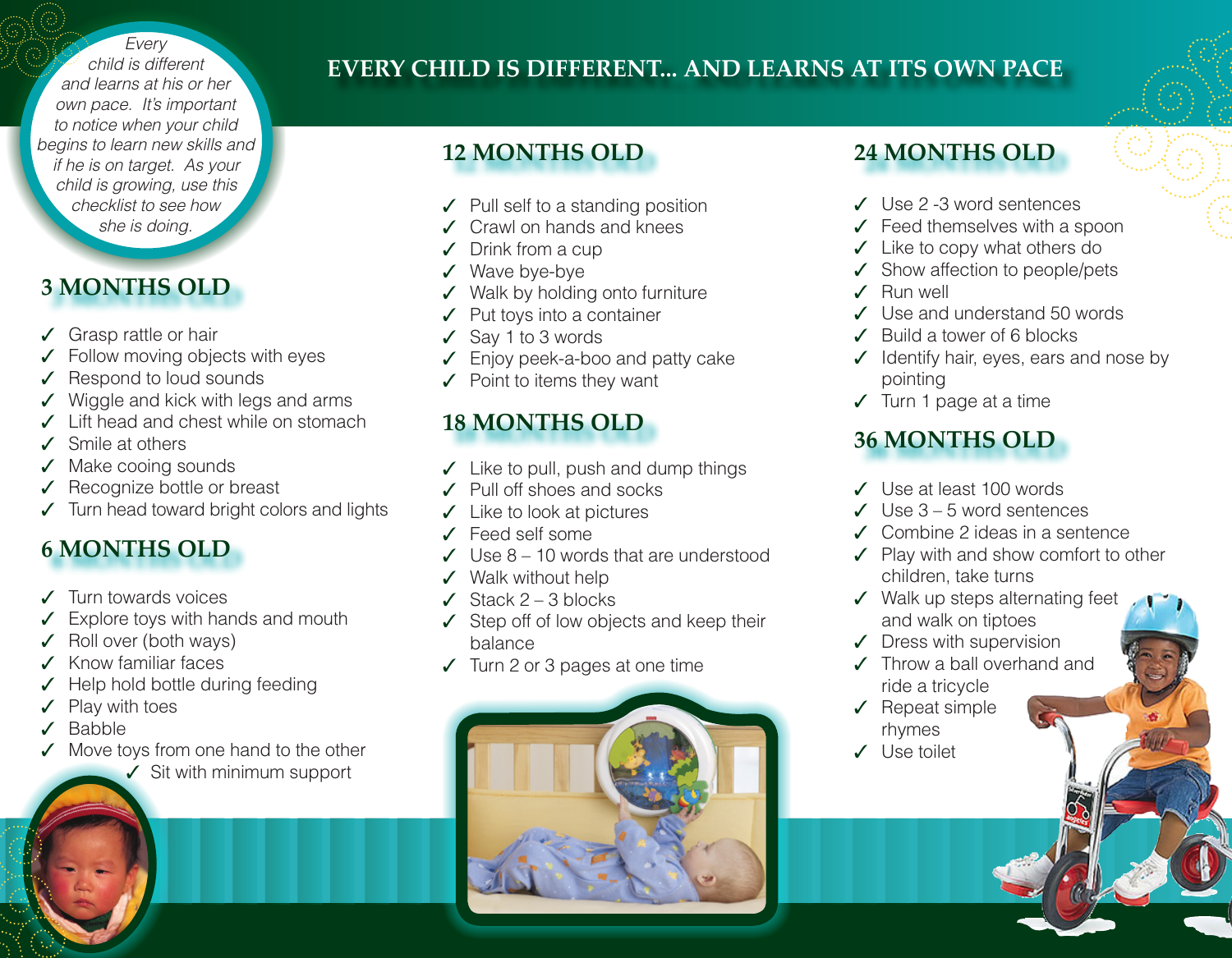# EVERY CHILD IS DIFFERENT... AND LEARNS AT ITS OWN PACE

*Every child is different and learns at his or her own pace. It's important to notice when your child begins to learn new skills and if he is on target. As your child is growing, use this checklist to see how she is doing.*

## 3 MONTHS OLD

- ✓ Grasp rattle or hair
- ✓ Follow moving objects with eyes
- ✓ Respond to loud sounds
- ✓ Wiggle and kick with legs and arms
- ✓ Lift head and chest while on stomach
- ✓ Smile at others
- ✓ Make cooing sounds
- ✓ Recognize bottle or breast
- ✓ Turn head toward bright colors and lights

## 6 MONTHS OLD

- ✓ Turn towards voices
- ✓ Explore toys with hands and mouth
- ✓ Roll over (both ways)
- ✓ Know familiar faces
- ✓ Help hold bottle during feeding
- ✓ Play with toes
- ✓ Babble
- ✓ Move toys from one hand to the other
- ✓ Sit with minimum support

## 12 MONTHS OLD

- ✓ Pull self to a standing position
- ✓ Crawl on hands and knees
- ✓ Drink from a cup
- ✓ Wave bye-bye
- ✓ Walk by holding onto furniture
- ✓ Put toys into a container
- ✓ Say 1 to 3 words
- ✓ Enjoy peek-a-boo and patty cake
- ✓ Point to items they want

## 18 MONTHS OLD

- ✓ Like to pull, push and dump things
- ✓ Pull off shoes and socks
- ✓ Like to look at pictures
- ✓ Feed self some
- ✓ Use 8 – 10 words that are understood
- ✓ Walk without help
- ✓ Stack 2 – 3 blocks
- ✓ Step off of low objects and keep their balance
- ✓ Turn 2 or 3 pages at one time

## 24 MONTHS OLD

- ✓ Use 2 -3 word sentences
- ✓ Feed themselves with a spoon
- ✓ Like to copy what others do
- ✓ Show affection to people/pets
- ✓ Run well
- ✓ Use and understand 50 words
- ✓ Build a tower of 6 blocks
- ✓ Identify hair, eyes, ears and nose by pointing
- ✓ Turn 1 page at a time

## 36 MONTHS OLD

- ✓ Use at least 100 words
- ✓ Use 3 – 5 word sentences
- ✓ Combine 2 ideas in a sentence
- ✓ Play with and show comfort to other children, take turns
- ✓ Walk up steps alternating feet and walk on tiptoes
- ✓ Dress with supervision
- ✓ Throw a ball overhand and ride a tricycle
- ✓ Repeat simple rhymes
- ✓ Use toilet